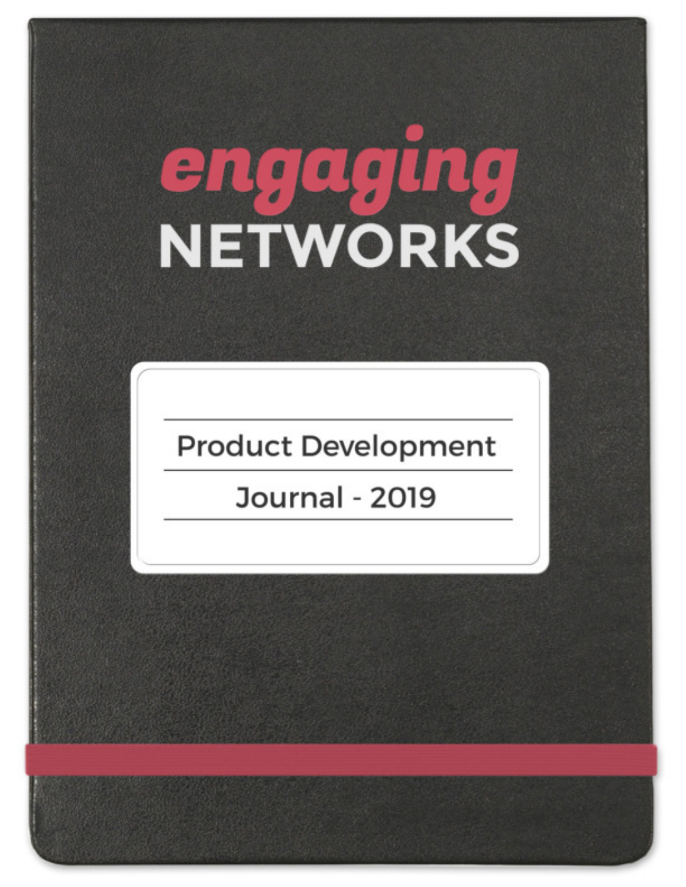# engaging NETWORKS

## Product Development Journal - 2019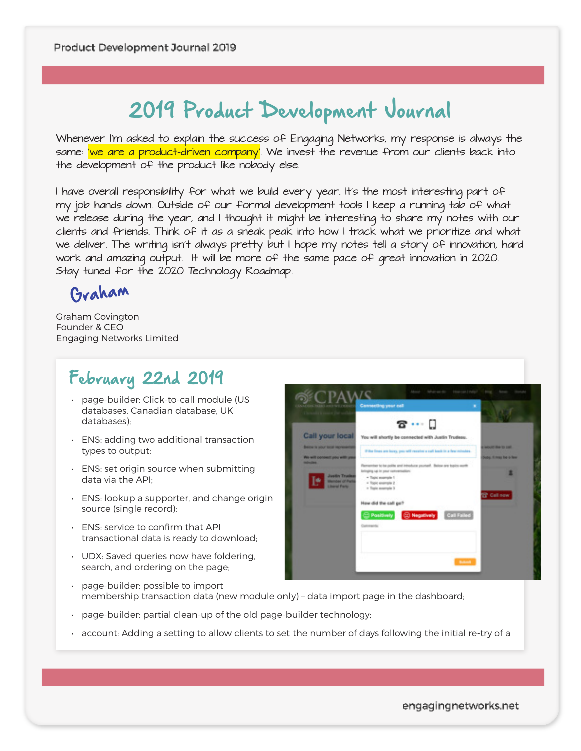# 2019 Product Development Journal

Whenever I'm asked to explain the success of Engaging Networks, my response is always the same: 'we are a product-driven company'. We invest the revenue from our clients back into the development of the product like nobody else.

I have overall responsibility for what we build every year. It's the most interesting part of my job hands down. Outside of our formal development tools I keep a running tab of what we release during the year, and I thought it might be interesting to share my notes with our clients and friends. Think of it as a sneak peak into how I track what we prioritize and what we deliver. The writing isn't always pretty but I hope my notes tell a story of innovation, hard work and amazing output. It will be more of the same pace of great innovation in 2020. Stay tuned for the 2020 Technology Roadmap.

Graham

Graham Covington
Founder & CEO
Engaging Networks Limited

## February 22nd 2019

- page-builder: Click-to-call module (US databases, Canadian database, UK databases);
- ENS: adding two additional transaction types to output;
- ENS: set origin source when submitting data via the API;
- ENS: lookup a supporter, and change origin source (single record);
- ENS: service to confirm that API transactional data is ready to download;
- UDX: Saved queries now have foldering, search, and ordering on the page;
- page-builder: possible to import membership transaction data (new module only) – data import page in the dashboard;
- page-builder: partial clean-up of the old page-builder technology;
- account: Adding a setting to allow clients to set the number of days following the initial re-try of a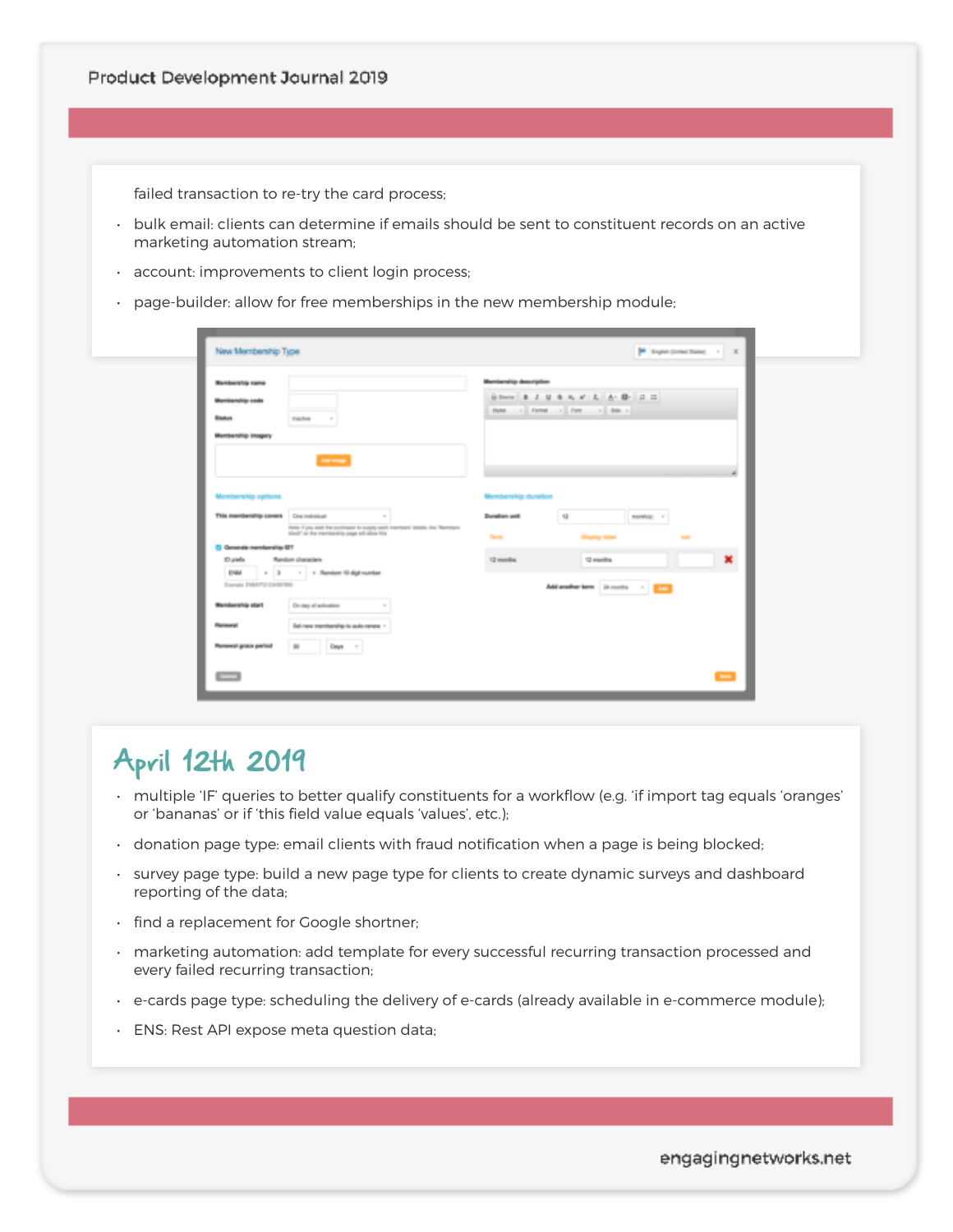failed transaction to re-try the card process;

- bulk email: clients can determine if emails should be sent to constituent records on an active marketing automation stream;
- account: improvements to client login process;
- page-builder: allow for free memberships in the new membership module;

## April 12th 2019

- multiple 'IF' queries to better qualify constituents for a workflow (e.g. 'if import tag equals 'oranges' or 'bananas' or if 'this field value equals 'values', etc.);
- donation page type: email clients with fraud notification when a page is being blocked;
- survey page type: build a new page type for clients to create dynamic surveys and dashboard reporting of the data;
- find a replacement for Google shortner;
- marketing automation: add template for every successful recurring transaction processed and every failed recurring transaction;
- e-cards page type: scheduling the delivery of e-cards (already available in e-commerce module);
- ENS: Rest API expose meta question data;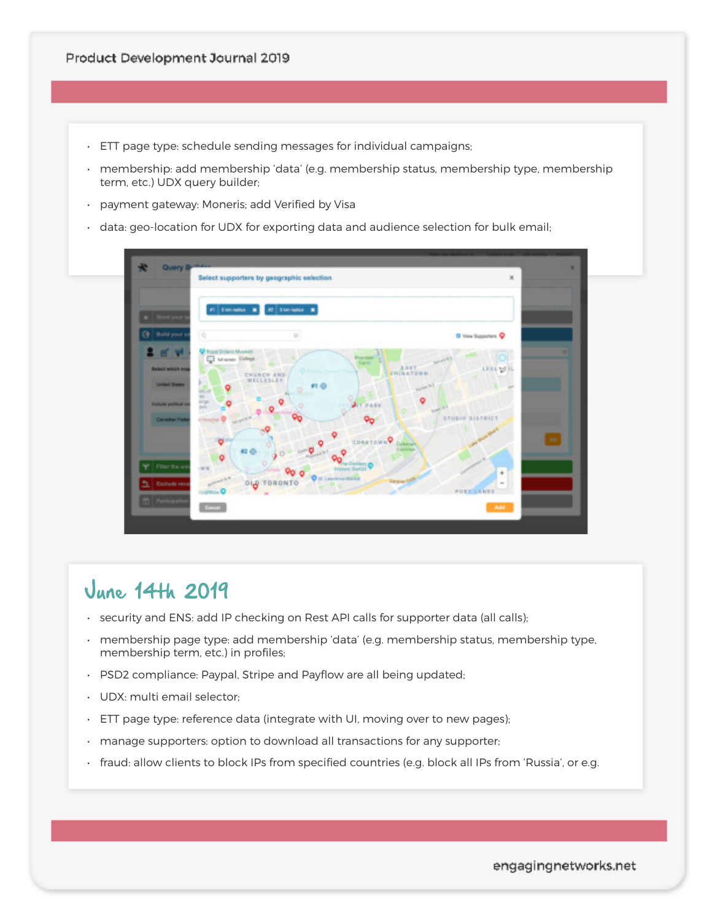- ETT page type: schedule sending messages for individual campaigns;
- membership: add membership 'data' (e.g. membership status, membership type, membership term, etc.) UDX query builder;
- payment gateway: Moneris; add Verified by Visa
- data: geo-location for UDX for exporting data and audience selection for bulk email;

## June 14th 2019

- security and ENS: add IP checking on Rest API calls for supporter data (all calls);
- membership page type: add membership 'data' (e.g. membership status, membership type, membership term, etc.) in profiles;
- PSD2 compliance: Paypal, Stripe and Payflow are all being updated;
- UDX: multi email selector;
- ETT page type: reference data (integrate with UI, moving over to new pages);
- manage supporters: option to download all transactions for any supporter;
- fraud: allow clients to block IPs from specified countries (e.g. block all IPs from 'Russia', or e.g.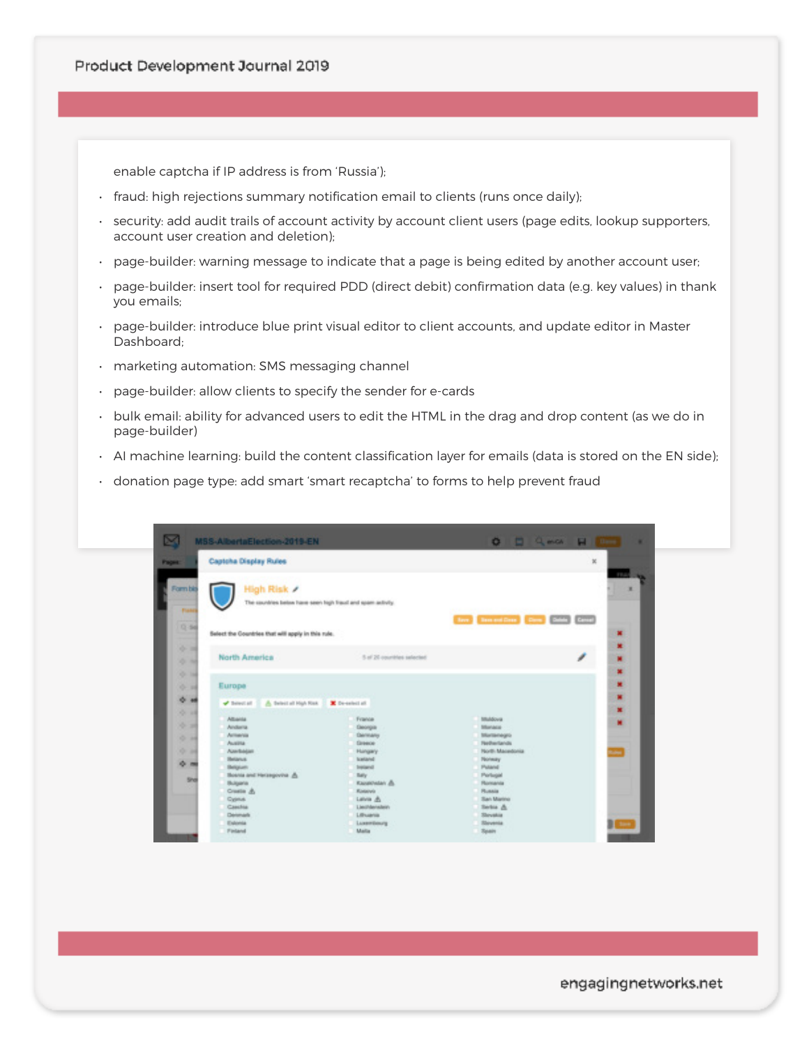enable captcha if IP address is from 'Russia');

- fraud: high rejections summary notification email to clients (runs once daily);
- security: add audit trails of account activity by account client users (page edits, lookup supporters, account user creation and deletion);
- page-builder: warning message to indicate that a page is being edited by another account user;
- page-builder: insert tool for required PDD (direct debit) confirmation data (e.g. key values) in thank you emails;
- page-builder: introduce blue print visual editor to client accounts, and update editor in Master Dashboard;
- marketing automation: SMS messaging channel
- page-builder: allow clients to specify the sender for e-cards
- bulk email: ability for advanced users to edit the HTML in the drag and drop content (as we do in page-builder)
- AI machine learning: build the content classification layer for emails (data is stored on the EN side);
- donation page type: add smart 'smart recaptcha' to forms to help prevent fraud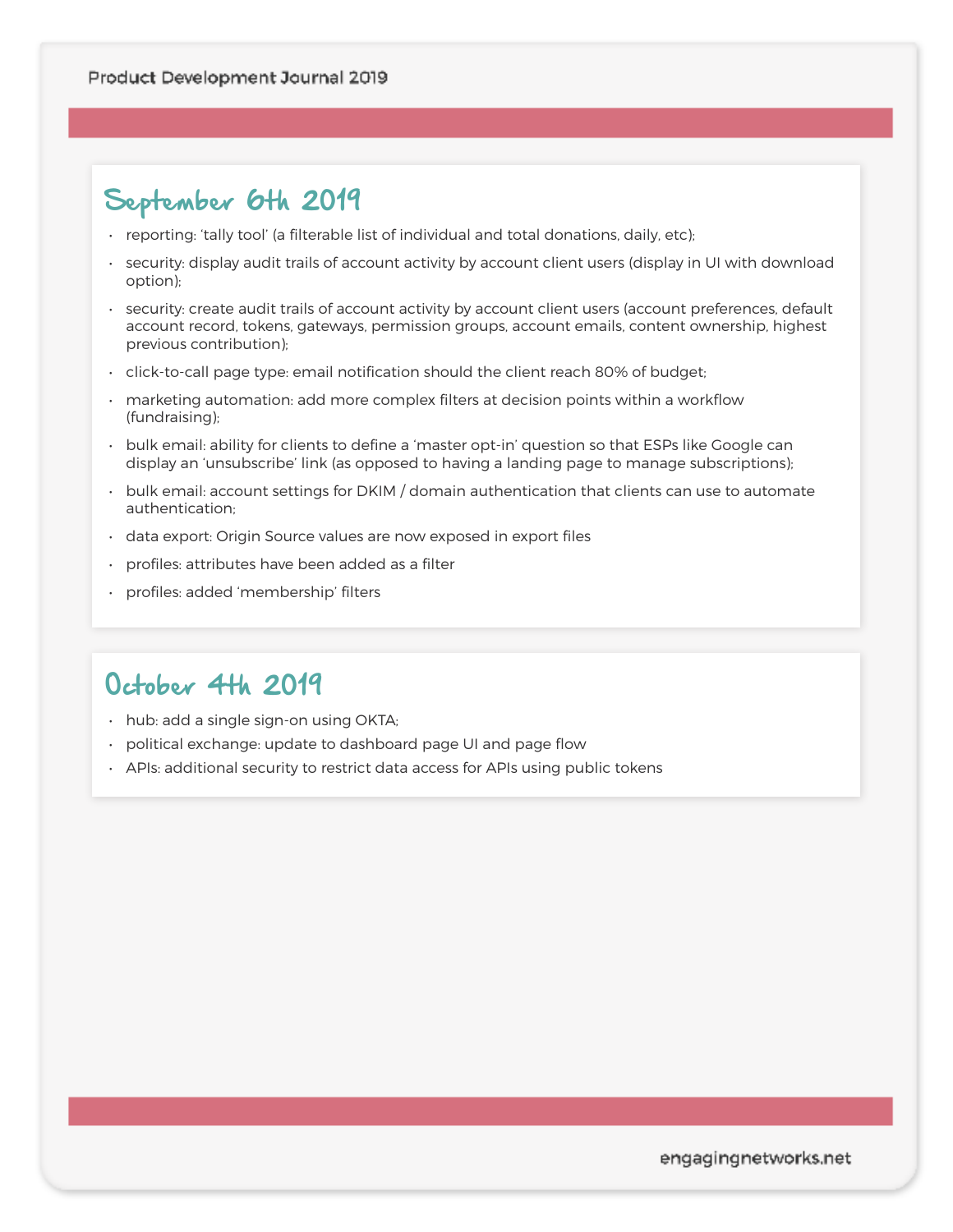## September 6th 2019

- reporting: 'tally tool' (a filterable list of individual and total donations, daily, etc);
- security: display audit trails of account activity by account client users (display in UI with download option);
- security: create audit trails of account activity by account client users (account preferences, default account record, tokens, gateways, permission groups, account emails, content ownership, highest previous contribution);
- click-to-call page type: email notification should the client reach 80% of budget;
- marketing automation: add more complex filters at decision points within a workflow (fundraising);
- bulk email: ability for clients to define a 'master opt-in' question so that ESPs like Google can display an 'unsubscribe' link (as opposed to having a landing page to manage subscriptions);
- bulk email: account settings for DKIM / domain authentication that clients can use to automate authentication;
- data export: Origin Source values are now exposed in export files
- profiles: attributes have been added as a filter
- profiles: added 'membership' filters

## October 4th 2019

- hub: add a single sign-on using OKTA;
- political exchange: update to dashboard page UI and page flow
- APIs: additional security to restrict data access for APIs using public tokens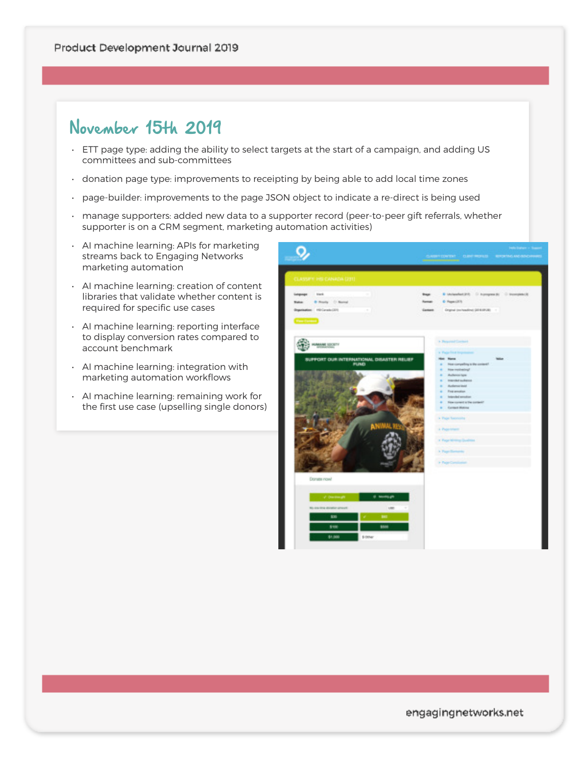## November 15th 2019

- ETT page type: adding the ability to select targets at the start of a campaign, and adding US committees and sub-committees
- donation page type: improvements to receipting by being able to add local time zones
- page-builder: improvements to the page JSON object to indicate a re-direct is being used
- manage supporters: added new data to a supporter record (peer-to-peer gift referrals, whether supporter is on a CRM segment, marketing automation activities)
- AI machine learning: APIs for marketing streams back to Engaging Networks marketing automation
- AI machine learning: creation of content libraries that validate whether content is required for specific use cases
- AI machine learning: reporting interface to display conversion rates compared to account benchmark
- AI machine learning: integration with marketing automation workflows
- AI machine learning: remaining work for the first use case (upselling single donors)